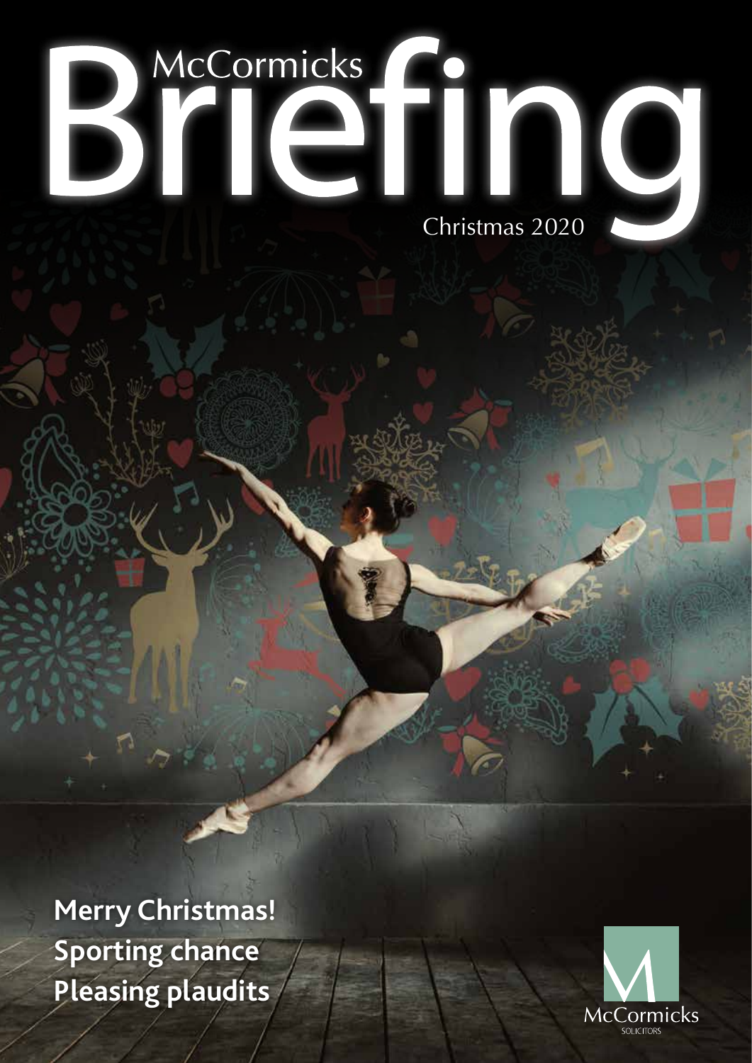# McCormicks Briefing

Christmas 2020

**Merry Christmas!**
**Sporting chance**
**Pleasing plaudits**

McCormicks
SOLICITORS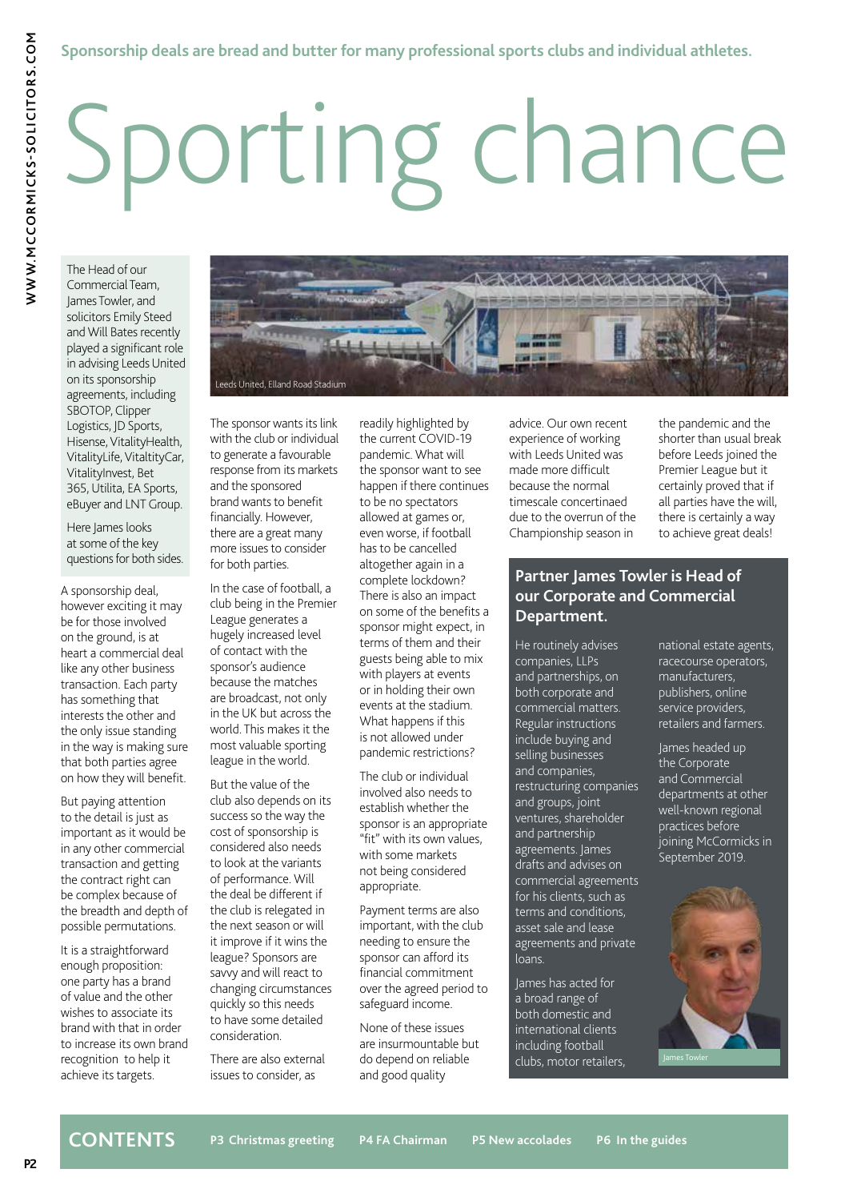**Sponsorship deals are bread and butter for many professional sports clubs and individual athletes.**

# Sporting chance

The Head of our Commercial Team, James Towler, and solicitors Emily Steed and Will Bates recently played a significant role in advising Leeds United on its sponsorship agreements, including SBOTOP, Clipper Logistics, JD Sports, Hisense, VitalityHealth, VitalityLife, VitaltityCar, VitalityInvest, Bet 365, Utilita, EA Sports, eBuyer and LNT Group.

Here James looks at some of the key questions for both sides.

Leeds United, Elland Road Stadium

A sponsorship deal, however exciting it may be for those involved on the ground, is at heart a commercial deal like any other business transaction. Each party has something that interests the other and the only issue standing in the way is making sure that both parties agree on how they will benefit.

But paying attention to the detail is just as important as it would be in any other commercial transaction and getting the contract right can be complex because of the breadth and depth of possible permutations.

It is a straightforward enough proposition: one party has a brand of value and the other wishes to associate its brand with that in order to increase its own brand recognition to help it achieve its targets.

The sponsor wants its link with the club or individual to generate a favourable response from its markets and the sponsored brand wants to benefit financially. However, there are a great many more issues to consider for both parties.

In the case of football, a club being in the Premier League generates a hugely increased level of contact with the sponsor's audience because the matches are broadcast, not only in the UK but across the world. This makes it the most valuable sporting league in the world.

But the value of the club also depends on its success so the way the cost of sponsorship is considered also needs to look at the variants of performance. Will the deal be different if the club is relegated in the next season or will it improve if it wins the league? Sponsors are savvy and will react to changing circumstances quickly so this needs to have some detailed consideration.

There are also external issues to consider, as readily highlighted by the current COVID-19 pandemic. What will the sponsor want to see happen if there continues to be no spectators allowed at games or, even worse, if football has to be cancelled altogether again in a complete lockdown? There is also an impact on some of the benefits a sponsor might expect, in terms of them and their guests being able to mix with players at events or in holding their own events at the stadium. What happens if this is not allowed under pandemic restrictions?

The club or individual involved also needs to establish whether the sponsor is an appropriate "fit" with its own values, with some markets not being considered appropriate.

Payment terms are also important, with the club needing to ensure the sponsor can afford its financial commitment over the agreed period to safeguard income.

None of these issues are insurmountable but do depend on reliable and good quality advice. Our own recent experience of working with Leeds United was made more difficult because the normal timescale concertinaed due to the overrun of the Championship season in the pandemic and the shorter than usual break before Leeds joined the Premier League but it certainly proved that if all parties have the will, there is certainly a way to achieve great deals!

## Partner James Towler is Head of our Corporate and Commercial Department.

He routinely advises companies, LLPs and partnerships, on both corporate and commercial matters. Regular instructions include buying and selling businesses and companies, restructuring companies and groups, joint ventures, shareholder and partnership agreements. James drafts and advises on commercial agreements for his clients, such as terms and conditions, asset sale and lease agreements and private loans.

James has acted for a broad range of both domestic and international clients including football clubs, motor retailers, national estate agents, racecourse operators, manufacturers, publishers, online service providers, retailers and farmers.

James headed up the Corporate and Commercial departments at other well-known regional practices before joining McCormicks in September 2019.

James Towler

**CONTENTS** **P3 Christmas greeting** **P4 FA Chairman** **P5 New accolades** **P6 In the guides**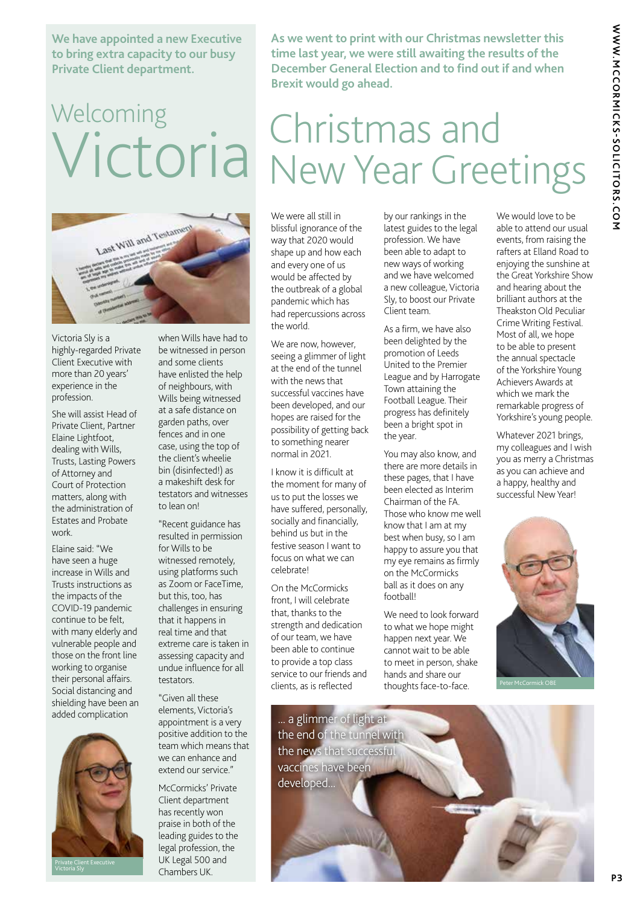**We have appointed a new Executive to bring extra capacity to our busy Private Client department.**

# Welcoming Victoria

Victoria Sly is a highly-regarded Private Client Executive with more than 20 years' experience in the profession.

She will assist Head of Private Client, Partner Elaine Lightfoot, dealing with Wills, Trusts, Lasting Powers of Attorney and Court of Protection matters, along with the administration of Estates and Probate work.

Elaine said: "We have seen a huge increase in Wills and Trusts instructions as the impacts of the COVID-19 pandemic continue to be felt, with many elderly and vulnerable people and those on the front line working to organise their personal affairs. Social distancing and shielding have been an added complication when Wills have had to be witnessed in person and some clients have enlisted the help of neighbours, with Wills being witnessed at a safe distance on garden paths, over fences and in one case, using the top of the client's wheelie bin (disinfected!) as a makeshift desk for testators and witnesses to lean on!

"Recent guidance has resulted in permission for Wills to be witnessed remotely, using platforms such as Zoom or FaceTime, but this, too, has challenges in ensuring that it happens in real time and that extreme care is taken in assessing capacity and undue influence for all testators.

"Given all these elements, Victoria's appointment is a very positive addition to the team which means that we can enhance and extend our service."

McCormicks' Private Client department has recently won praise in both of the leading guides to the legal profession, the UK Legal 500 and Chambers UK.

Private Client Executive Victoria Sly

**As we went to print with our Christmas newsletter this time last year, we were still awaiting the results of the December General Election and to find out if and when Brexit would go ahead.**

# Christmas and New Year Greetings

We were all still in blissful ignorance of the way that 2020 would shape up and how each and every one of us would be affected by the outbreak of a global pandemic which has had repercussions across the world.

We are now, however, seeing a glimmer of light at the end of the tunnel with the news that successful vaccines have been developed, and our hopes are raised for the possibility of getting back to something nearer normal in 2021.

I know it is difficult at the moment for many of us to put the losses we have suffered, personally, socially and financially, behind us but in the festive season I want to focus on what we can celebrate!

On the McCormicks front, I will celebrate that, thanks to the strength and dedication of our team, we have been able to continue to provide a top class service to our friends and clients, as is reflected by our rankings in the latest guides to the legal profession. We have been able to adapt to new ways of working and we have welcomed a new colleague, Victoria Sly, to boost our Private Client team.

As a firm, we have also been delighted by the promotion of Leeds United to the Premier League and by Harrogate Town attaining the Football League. Their progress has definitely been a bright spot in the year.

You may also know, and there are more details in these pages, that I have been elected as Interim Chairman of the FA. Those who know me well know that I am at my best when busy, so I am happy to assure you that my eye remains as firmly on the McCormicks ball as it does on any football!

We need to look forward to what we hope might happen next year. We cannot wait to be able to meet in person, shake hands and share our thoughts face-to-face.

We would love to be able to attend our usual events, from raising the rafters at Elland Road to enjoying the sunshine at the Great Yorkshire Show and hearing about the brilliant authors at the Theakston Old Peculiar Crime Writing Festival. Most of all, we hope to be able to present the annual spectacle of the Yorkshire Young Achievers Awards at which we mark the remarkable progress of Yorkshire's young people.

Whatever 2021 brings, my colleagues and I wish you as merry a Christmas as you can achieve and a happy, healthy and successful New Year!

Peter McCormick OBE

... a glimmer of light at the end of the tunnel with the news that successful vaccines have been developed...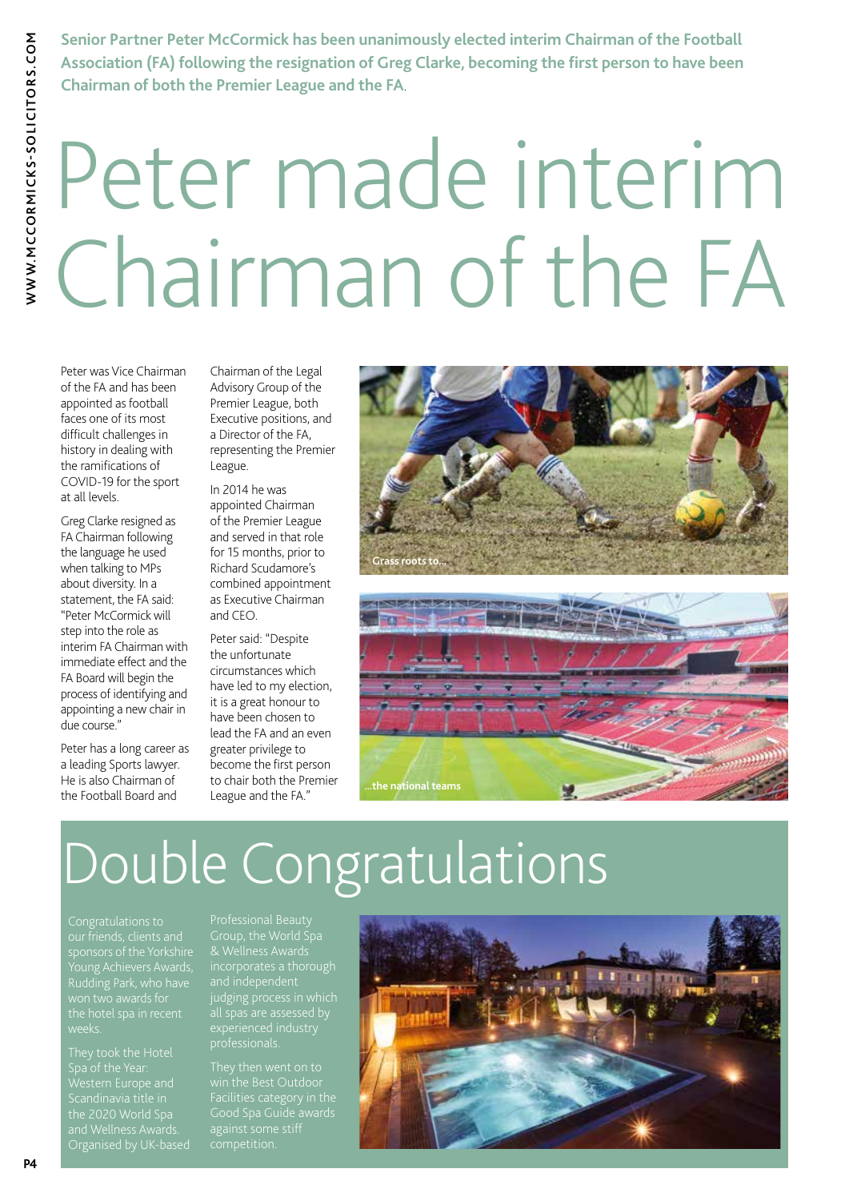**Senior Partner Peter McCormick has been unanimously elected interim Chairman of the Football Association (FA) following the resignation of Greg Clarke, becoming the first person to have been Chairman of both the Premier League and the FA.**

# Peter made interim Chairman of the FA

Peter was Vice Chairman of the FA and has been appointed as football faces one of its most difficult challenges in history in dealing with the ramifications of COVID-19 for the sport at all levels.

Greg Clarke resigned as FA Chairman following the language he used when talking to MPs about diversity. In a statement, the FA said: "Peter McCormick will step into the role as interim FA Chairman with immediate effect and the FA Board will begin the process of identifying and appointing a new chair in due course."

Peter has a long career as a leading Sports lawyer. He is also Chairman of the Football Board and Chairman of the Legal Advisory Group of the Premier League, both Executive positions, and a Director of the FA, representing the Premier League.

In 2014 he was appointed Chairman of the Premier League and served in that role for 15 months, prior to Richard Scudamore's combined appointment as Executive Chairman and CEO.

Peter said: "Despite the unfortunate circumstances which have led to my election, it is a great honour to have been chosen to lead the FA and an even greater privilege to become the first person to chair both the Premier League and the FA."

Grass roots to...

...the national teams

# Double Congratulations

Congratulations to our friends, clients and sponsors of the Yorkshire Young Achievers Awards, Rudding Park, who have won two awards for the hotel spa in recent weeks.

They took the Hotel Spa of the Year: Western Europe and Scandinavia title in the 2020 World Spa and Wellness Awards. Organised by UK-based Professional Beauty Group, the World Spa & Wellness Awards incorporates a thorough and independent judging process in which all spas are assessed by experienced industry professionals.

They then went on to win the Best Outdoor Facilities category in the Good Spa Guide awards against some stiff competition.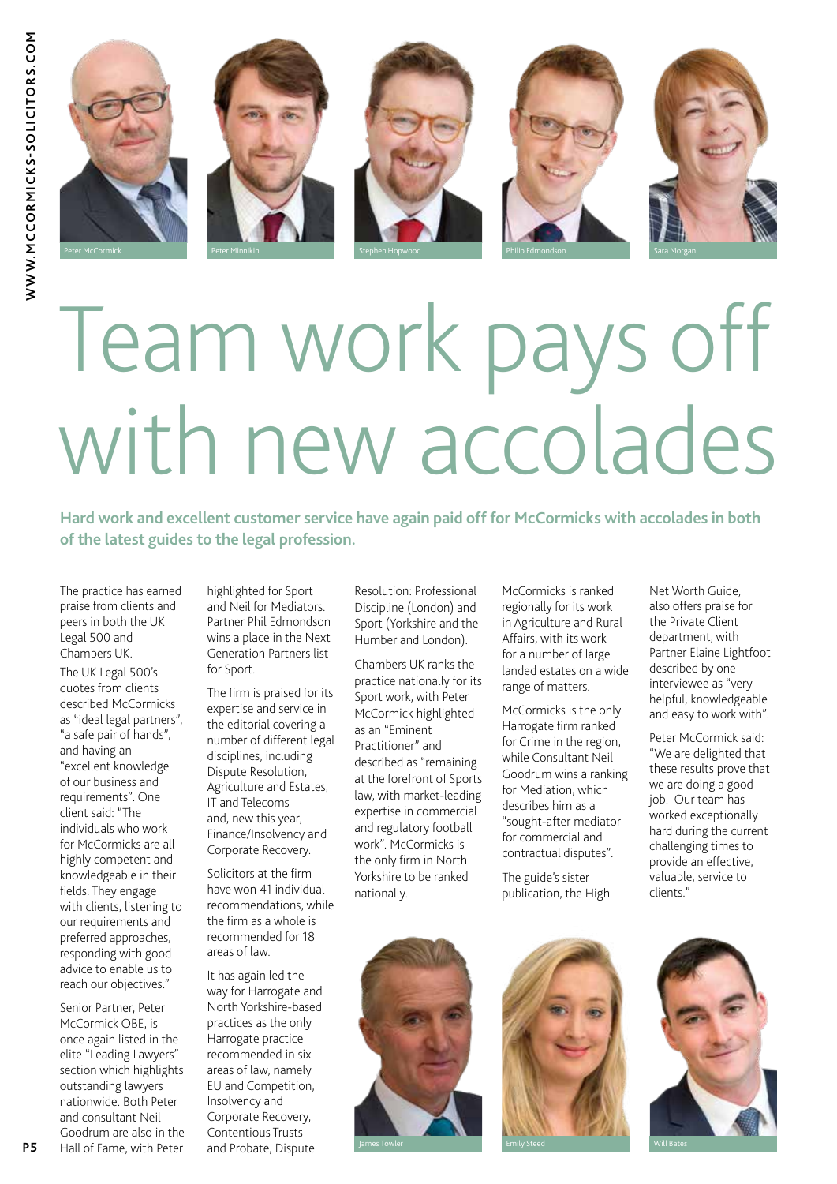Peter McCormick

Peter Minnikin

Stephen Hopwood

Philip Edmondson

Sara Morgan

# Team work pays off with new accolades

**Hard work and excellent customer service have again paid off for McCormicks with accolades in both of the latest guides to the legal profession.**

The practice has earned praise from clients and peers in both the UK Legal 500 and Chambers UK.

The UK Legal 500's quotes from clients described McCormicks as "ideal legal partners", "a safe pair of hands", and having an "excellent knowledge of our business and requirements". One client said: "The individuals who work for McCormicks are all highly competent and knowledgeable in their fields. They engage with clients, listening to our requirements and preferred approaches, responding with good advice to enable us to reach our objectives."

Senior Partner, Peter McCormick OBE, is once again listed in the elite "Leading Lawyers" section which highlights outstanding lawyers nationwide. Both Peter and consultant Neil Goodrum are also in the Hall of Fame, with Peter highlighted for Sport and Neil for Mediators. Partner Phil Edmondson wins a place in the Next Generation Partners list for Sport.

The firm is praised for its expertise and service in the editorial covering a number of different legal disciplines, including Dispute Resolution, Agriculture and Estates, IT and Telecoms and, new this year, Finance/Insolvency and Corporate Recovery.

Solicitors at the firm have won 41 individual recommendations, while the firm as a whole is recommended for 18 areas of law.

It has again led the way for Harrogate and North Yorkshire-based practices as the only Harrogate practice recommended in six areas of law, namely EU and Competition, Insolvency and Corporate Recovery, Contentious Trusts and Probate, Dispute Resolution: Professional Discipline (London) and Sport (Yorkshire and the Humber and London).

Chambers UK ranks the practice nationally for its Sport work, with Peter McCormick highlighted as an "Eminent Practitioner" and described as "remaining at the forefront of Sports law, with market-leading expertise in commercial and regulatory football work". McCormicks is the only firm in North Yorkshire to be ranked nationally.

McCormicks is ranked regionally for its work in Agriculture and Rural Affairs, with its work for a number of large landed estates on a wide range of matters.

McCormicks is the only Harrogate firm ranked for Crime in the region, while Consultant Neil Goodrum wins a ranking for Mediation, which describes him as a "sought-after mediator for commercial and contractual disputes".

The guide's sister publication, the High Net Worth Guide, also offers praise for the Private Client department, with Partner Elaine Lightfoot described by one interviewee as "very helpful, knowledgeable and easy to work with".

Peter McCormick said: "We are delighted that these results prove that we are doing a good job. Our team has worked exceptionally hard during the current challenging times to provide an effective, valuable, service to clients."

James Towler

Emily Steed

Will Bates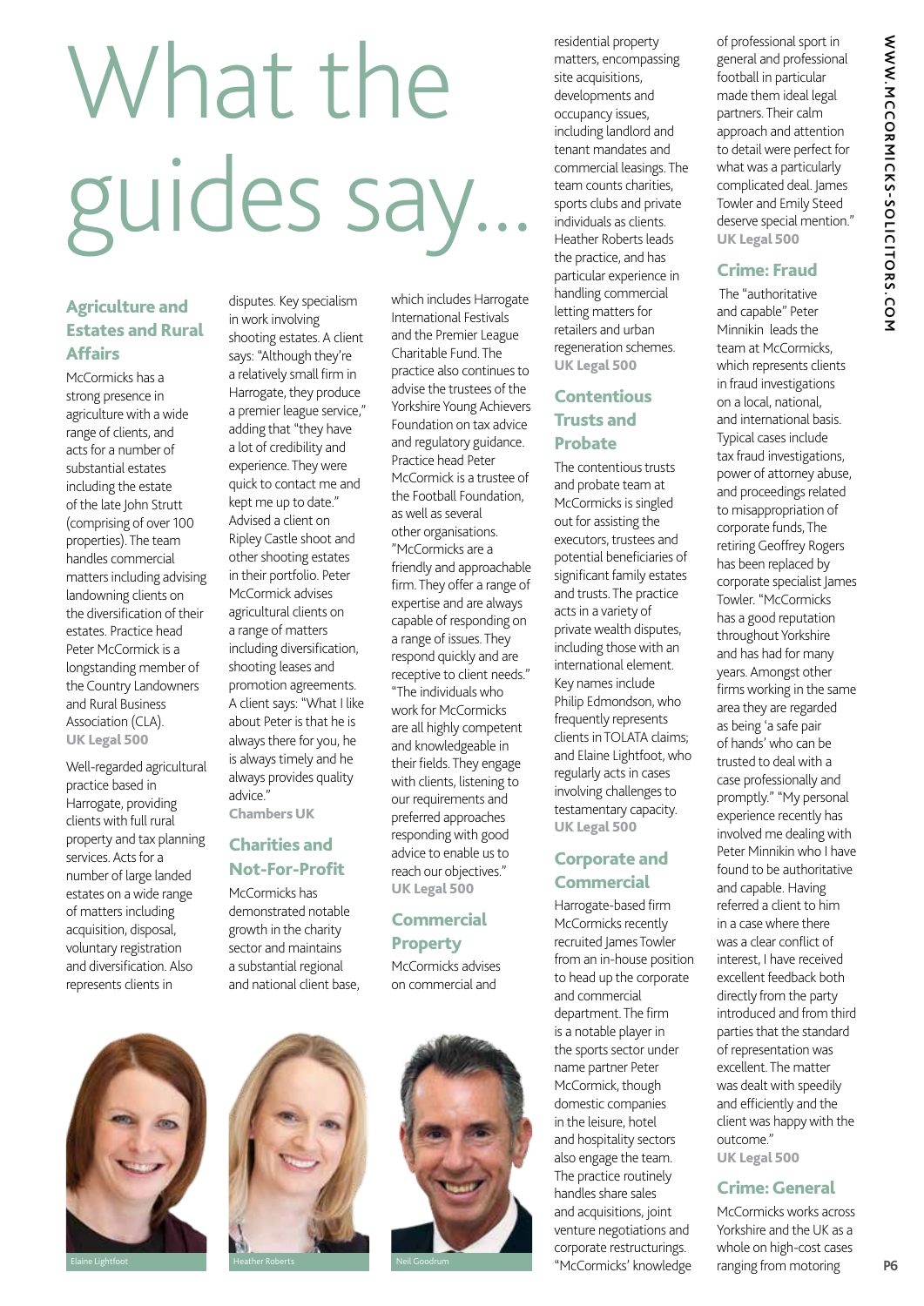# What the guides say...

## Agriculture and Estates and Rural Affairs

McCormicks has a strong presence in agriculture with a wide range of clients, and acts for a number of substantial estates including the estate of the late John Strutt (comprising of over 100 properties). The team handles commercial matters including advising landowning clients on the diversification of their estates. Practice head Peter McCormick is a longstanding member of the Country Landowners and Rural Business Association (CLA).
**UK Legal 500**

Well-regarded agricultural practice based in Harrogate, providing clients with full rural property and tax planning services. Acts for a number of large landed estates on a wide range of matters including acquisition, disposal, voluntary registration and diversification. Also represents clients in disputes. Key specialism in work involving shooting estates. A client says: "Although they're a relatively small firm in Harrogate, they produce a premier league service," adding that "they have a lot of credibility and experience. They were quick to contact me and kept me up to date." Advised a client on Ripley Castle shoot and other shooting estates in their portfolio. Peter McCormick advises agricultural clients on a range of matters including diversification, shooting leases and promotion agreements. A client says: "What I like about Peter is that he is always there for you, he is always timely and he always provides quality advice."
**Chambers UK**

## Charities and Not-For-Profit

McCormicks has demonstrated notable growth in the charity sector and maintains a substantial regional and national client base, which includes Harrogate International Festivals and the Premier League Charitable Fund. The practice also continues to advise the trustees of the Yorkshire Young Achievers Foundation on tax advice and regulatory guidance. Practice head Peter McCormick is a trustee of the Football Foundation, as well as several other organisations. "McCormicks are a friendly and approachable firm. They offer a range of expertise and are always capable of responding on a range of issues. They respond quickly and are receptive to client needs." "The individuals who work for McCormicks are all highly competent and knowledgeable in their fields. They engage with clients, listening to our requirements and preferred approaches responding with good advice to enable us to reach our objectives."
**UK Legal 500**

## Commercial Property

McCormicks advises on commercial and residential property matters, encompassing site acquisitions, developments and occupancy issues, including landlord and tenant mandates and commercial leasings. The team counts charities, sports clubs and private individuals as clients. Heather Roberts leads the practice, and has particular experience in handling commercial letting matters for retailers and urban regeneration schemes.
**UK Legal 500**

## Contentious Trusts and Probate

The contentious trusts and probate team at McCormicks is singled out for assisting the executors, trustees and potential beneficiaries of significant family estates and trusts. The practice acts in a variety of private wealth disputes, including those with an international element. Key names include Philip Edmondson, who frequently represents clients in TOLATA claims; and Elaine Lightfoot, who regularly acts in cases involving challenges to testamentary capacity.
**UK Legal 500**

## Corporate and Commercial

Harrogate-based firm McCormicks recently recruited James Towler from an in-house position to head up the corporate and commercial department. The firm is a notable player in the sports sector under name partner Peter McCormick, though domestic companies in the leisure, hotel and hospitality sectors also engage the team. The practice routinely handles share sales and acquisitions, joint venture negotiations and corporate restructurings. "McCormicks' knowledge of professional sport in general and professional football in particular made them ideal legal partners. Their calm approach and attention to detail were perfect for what was a particularly complicated deal. James Towler and Emily Steed deserve special mention."
**UK Legal 500**

## Crime: Fraud

The "authoritative and capable" Peter Minnikin leads the team at McCormicks, which represents clients in fraud investigations on a local, national, and international basis. Typical cases include tax fraud investigations, power of attorney abuse, and proceedings related to misappropriation of corporate funds, The retiring Geoffrey Rogers has been replaced by corporate specialist James Towler. "McCormicks has a good reputation throughout Yorkshire and has had for many years. Amongst other firms working in the same area they are regarded as being 'a safe pair of hands' who can be trusted to deal with a case professionally and promptly." "My personal experience recently has involved me dealing with Peter Minnikin who I have found to be authoritative and capable. Having referred a client to him in a case where there was a clear conflict of interest, I have received excellent feedback both directly from the party introduced and from third parties that the standard of representation was excellent. The matter was dealt with speedily and efficiently and the client was happy with the outcome."
**UK Legal 500**

## Crime: General

McCormicks works across Yorkshire and the UK as a whole on high-cost cases ranging from motoring

Elaine Lightfoot

Heather Roberts

Neil Goodrum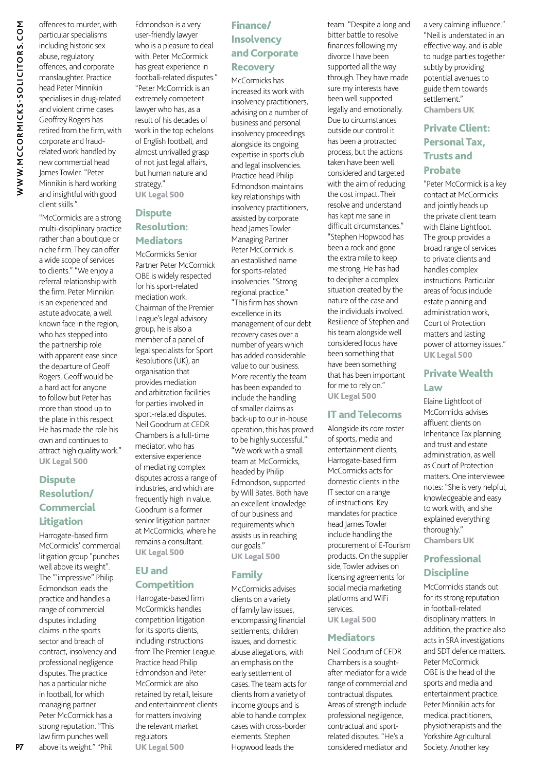offences to murder, with particular specialisms including historic sex abuse, regulatory offences, and corporate manslaughter. Practice head Peter Minnikin specialises in drug-related and violent crime cases. Geoffrey Rogers has retired from the firm, with corporate and fraud-related work handled by new commercial head James Towler. "Peter Minnikin is hard working and insightful with good client skills."

"McCormicks are a strong multi-disciplinary practice rather than a boutique or niche firm. They can offer a wide scope of services to clients." "We enjoy a referral relationship with the firm. Peter Minnikin is an experienced and astute advocate, a well known face in the region, who has stepped into the partnership role with apparent ease since the departure of Geoff Rogers. Geoff would be a hard act for anyone to follow but Peter has more than stood up to the plate in this respect. He has made the role his own and continues to attract high quality work."
**UK Legal 500**

## Dispute Resolution/ Commercial Litigation

Harrogate-based firm McCormicks' commercial litigation group "punches well above its weight". The "'impressive" Philip Edmondson leads the practice and handles a range of commercial disputes including claims in the sports sector and breach of contract, insolvency and professional negligence disputes. The practice has a particular niche in football, for which managing partner Peter McCormick has a strong reputation. "This law firm punches well above its weight." "Phil Edmondson is a very user-friendly lawyer who is a pleasure to deal with. Peter McCormick has great experience in football-related disputes." "Peter McCormick is an extremely competent lawyer who has, as a result of his decades of work in the top echelons of English football, and almost unrivalled grasp of not just legal affairs, but human nature and strategy."
**UK Legal 500**

## Dispute Resolution: Mediators

McCormicks Senior Partner Peter McCormick OBE is widely respected for his sport-related mediation work. Chairman of the Premier League's legal advisory group, he is also a member of a panel of legal specialists for Sport Resolutions (UK), an organisation that provides mediation and arbitration facilities for parties involved in sport-related disputes. Neil Goodrum at CEDR Chambers is a full-time mediator, who has extensive experience of mediating complex disputes across a range of industries, and which are frequently high in value. Goodrum is a former senior litigation partner at McCormicks, where he remains a consultant.
**UK Legal 500**

## EU and Competition

Harrogate-based firm McCormicks handles competition litigation for its sports clients, including instructions from The Premier League. Practice head Philip Edmondson and Peter McCormick are also retained by retail, leisure and entertainment clients for matters involving the relevant market regulators.
**UK Legal 500**

## Finance/ Insolvency and Corporate Recovery

McCormicks has increased its work with insolvency practitioners, advising on a number of business and personal insolvency proceedings alongside its ongoing expertise in sports club and legal insolvencies. Practice head Philip Edmondson maintains key relationships with insolvency practitioners, assisted by corporate head James Towler. Managing Partner Peter McCormick is an established name for sports-related insolvencies. "Strong regional practice." "This firm has shown excellence in its management of our debt recovery cases over a number of years which has added considerable value to our business. More recently the team has been expanded to include the handling of smaller claims as back-up to our in-house operation, this has proved to be highly successful."' "We work with a small team at McCormicks, headed by Philip Edmondson, supported by Will Bates. Both have an excellent knowledge of our business and requirements which assists us in reaching our goals."
**UK Legal 500**

## Family

McCormicks advises clients on a variety of family law issues, encompassing financial settlements, children issues, and domestic abuse allegations, with an emphasis on the early settlement of cases. The team acts for clients from a variety of income groups and is able to handle complex cases with cross-border elements. Stephen Hopwood leads the team. "Despite a long and bitter battle to resolve finances following my divorce I have been supported all the way through. They have made sure my interests have been well supported legally and emotionally. Due to circumstances outside our control it has been a protracted process, but the actions taken have been well considered and targeted with the aim of reducing the cost impact. Their resolve and understand has kept me sane in difficult circumstances." "Stephen Hopwood has been a rock and gone the extra mile to keep me strong. He has had to decipher a complex situation created by the nature of the case and the individuals involved. Resilience of Stephen and his team alongside well considered focus have been something that have been something that has been important for me to rely on."
**UK Legal 500**

## IT and Telecoms

Alongside its core roster of sports, media and entertainment clients, Harrogate-based firm McCormicks acts for domestic clients in the IT sector on a range of instructions. Key mandates for practice head James Towler include handling the procurement of E-Tourism products. On the supplier side, Towler advises on licensing agreements for social media marketing platforms and WiFi services.
**UK Legal 500**

## Mediators

Neil Goodrum of CEDR Chambers is a sought-after mediator for a wide range of commercial and contractual disputes. Areas of strength include professional negligence, contractual and sport-related disputes. "He's a considered mediator and a very calming influence." "Neil is understated in an effective way, and is able to nudge parties together subtly by providing potential avenues to guide them towards settlement."
**Chambers UK**

## Private Client: Personal Tax, Trusts and Probate

"Peter McCormick is a key contact at McCormicks and jointly heads up the private client team with Elaine Lightfoot. The group provides a broad range of services to private clients and handles complex instructions. Particular areas of focus include estate planning and administration work, Court of Protection matters and lasting power of attorney issues."
**UK Legal 500**

## Private Wealth Law

Elaine Lightfoot of McCormicks advises affluent clients on Inheritance Tax planning and trust and estate administration, as well as Court of Protection matters. One interviewee notes: "She is very helpful, knowledgeable and easy to work with, and she explained everything thoroughly."
**Chambers UK**

## Professional Discipline

McCormicks stands out for its strong reputation in football-related disciplinary matters. In addition, the practice also acts in SRA investigations and SDT defence matters. Peter McCormick OBE is the head of the sports and media and entertainment practice. Peter Minnikin acts for medical practitioners, physiotherapists and the Yorkshire Agricultural Society. Another key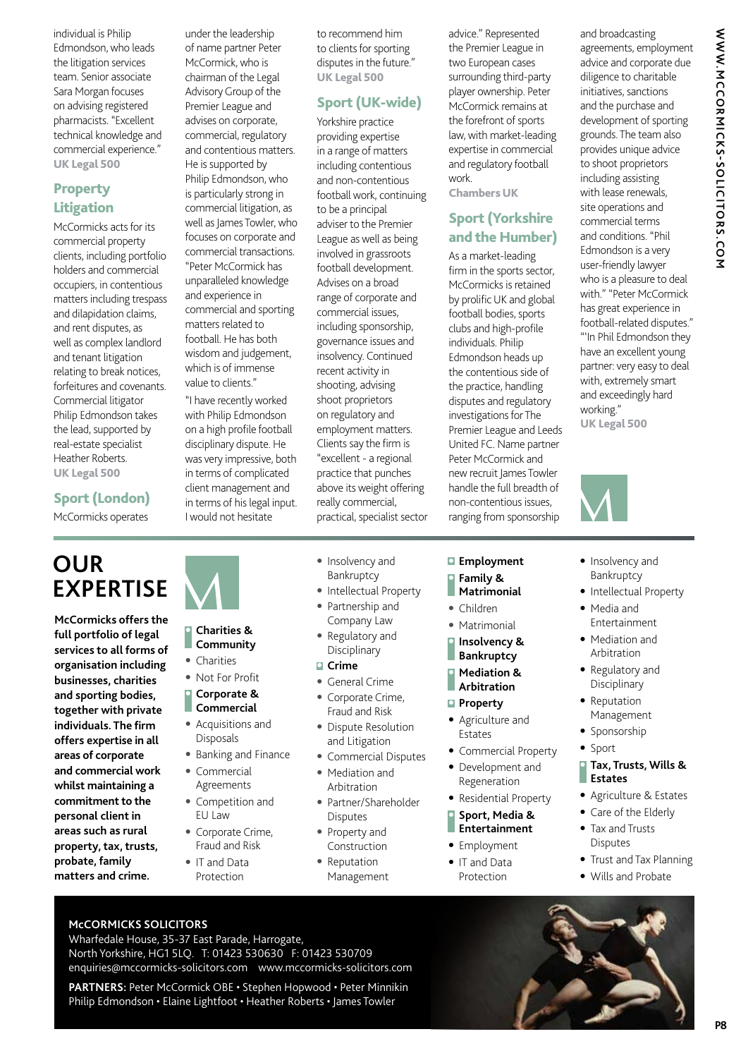individual is Philip Edmondson, who leads the litigation services team. Senior associate Sara Morgan focuses on advising registered pharmacists. "Excellent technical knowledge and commercial experience."
**UK Legal 500**

## Property Litigation

McCormicks acts for its commercial property clients, including portfolio holders and commercial occupiers, in contentious matters including trespass and dilapidation claims, and rent disputes, as well as complex landlord and tenant litigation relating to break notices, forfeitures and covenants. Commercial litigator Philip Edmondson takes the lead, supported by real-estate specialist Heather Roberts.
**UK Legal 500**

## Sport (London)

McCormicks operates under the leadership of name partner Peter McCormick, who is chairman of the Legal Advisory Group of the Premier League and advises on corporate, commercial, regulatory and contentious matters. He is supported by Philip Edmondson, who is particularly strong in commercial litigation, as well as James Towler, who focuses on corporate and commercial transactions. "Peter McCormick has unparalleled knowledge and experience in commercial and sporting matters related to football. He has both wisdom and judgement, which is of immense value to clients."

"I have recently worked with Philip Edmondson on a high profile football disciplinary dispute. He was very impressive, both in terms of complicated client management and in terms of his legal input. I would not hesitate to recommend him to clients for sporting disputes in the future."
**UK Legal 500**

## Sport (UK-wide)

Yorkshire practice providing expertise in a range of matters including contentious and non-contentious football work, continuing to be a principal adviser to the Premier League as well as being involved in grassroots football development. Advises on a broad range of corporate and commercial issues, including sponsorship, governance issues and insolvency. Continued recent activity in shooting, advising shoot proprietors on regulatory and employment matters. Clients say the firm is "excellent - a regional practice that punches above its weight offering really commercial, practical, specialist sector advice." Represented the Premier League in two European cases surrounding third-party player ownership. Peter McCormick remains at the forefront of sports law, with market-leading expertise in commercial and regulatory football work.
**Chambers UK**

## Sport (Yorkshire and the Humber)

As a market-leading firm in the sports sector, McCormicks is retained by prolific UK and global football bodies, sports clubs and high-profile individuals. Philip Edmondson heads up the contentious side of the practice, handling disputes and regulatory investigations for The Premier League and Leeds United FC. Name partner Peter McCormick and new recruit James Towler handle the full breadth of non-contentious issues, ranging from sponsorship and broadcasting agreements, employment advice and corporate due diligence to charitable initiatives, sanctions and the purchase and development of sporting grounds. The team also provides unique advice to shoot proprietors including assisting with lease renewals, site operations and commercial terms and conditions. "Phil Edmondson is a very user-friendly lawyer who is a pleasure to deal with." "Peter McCormick has great experience in football-related disputes." "In Phil Edmondson they have an excellent young partner: very easy to deal with, extremely smart and exceedingly hard working."
**UK Legal 500**

# OUR EXPERTISE

**McCormicks offers the full portfolio of legal services to all forms of organisation including businesses, charities and sporting bodies, together with private individuals. The firm offers expertise in all areas of corporate and commercial work whilst maintaining a commitment to the personal client in areas such as rural property, tax, trusts, probate, family matters and crime.**

**Charities & Community**
- Charities
- Not For Profit

**Corporate & Commercial**
- Acquisitions and Disposals
- Banking and Finance
- Commercial Agreements
- Competition and EU Law
- Corporate Crime, Fraud and Risk
- IT and Data Protection
- Insolvency and Bankruptcy
- Intellectual Property
- Partnership and Company Law
- Regulatory and Disciplinary

**Crime**
- General Crime
- Corporate Crime, Fraud and Risk
- Dispute Resolution and Litigation
- Commercial Disputes
- Mediation and Arbitration
- Partner/Shareholder Disputes
- Property and Construction
- Reputation Management

**Employment**

**Family & Matrimonial**
- Children
- Matrimonial

**Insolvency & Bankruptcy**

**Mediation & Arbitration**

**Property**
- Agriculture and Estates
- Commercial Property
- Development and Regeneration
- Residential Property

**Sport, Media & Entertainment**
- Employment
- IT and Data Protection
- Insolvency and Bankruptcy
- Intellectual Property
- Media and Entertainment
- Mediation and Arbitration
- Regulatory and Disciplinary
- Reputation Management
- Sponsorship
- Sport

**Tax, Trusts, Wills & Estates**
- Agriculture & Estates
- Care of the Elderly
- Tax and Trusts Disputes
- Trust and Tax Planning
- Wills and Probate

**McCORMICKS SOLICITORS**
Wharfedale House, 35-37 East Parade, Harrogate,
North Yorkshire, HG1 5LQ. T: 01423 530630 F: 01423 530709
enquiries@mccormicks-solicitors.com www.mccormicks-solicitors.com

**PARTNERS:** Peter McCormick OBE • Stephen Hopwood • Peter Minnikin
Philip Edmondson • Elaine Lightfoot • Heather Roberts • James Towler